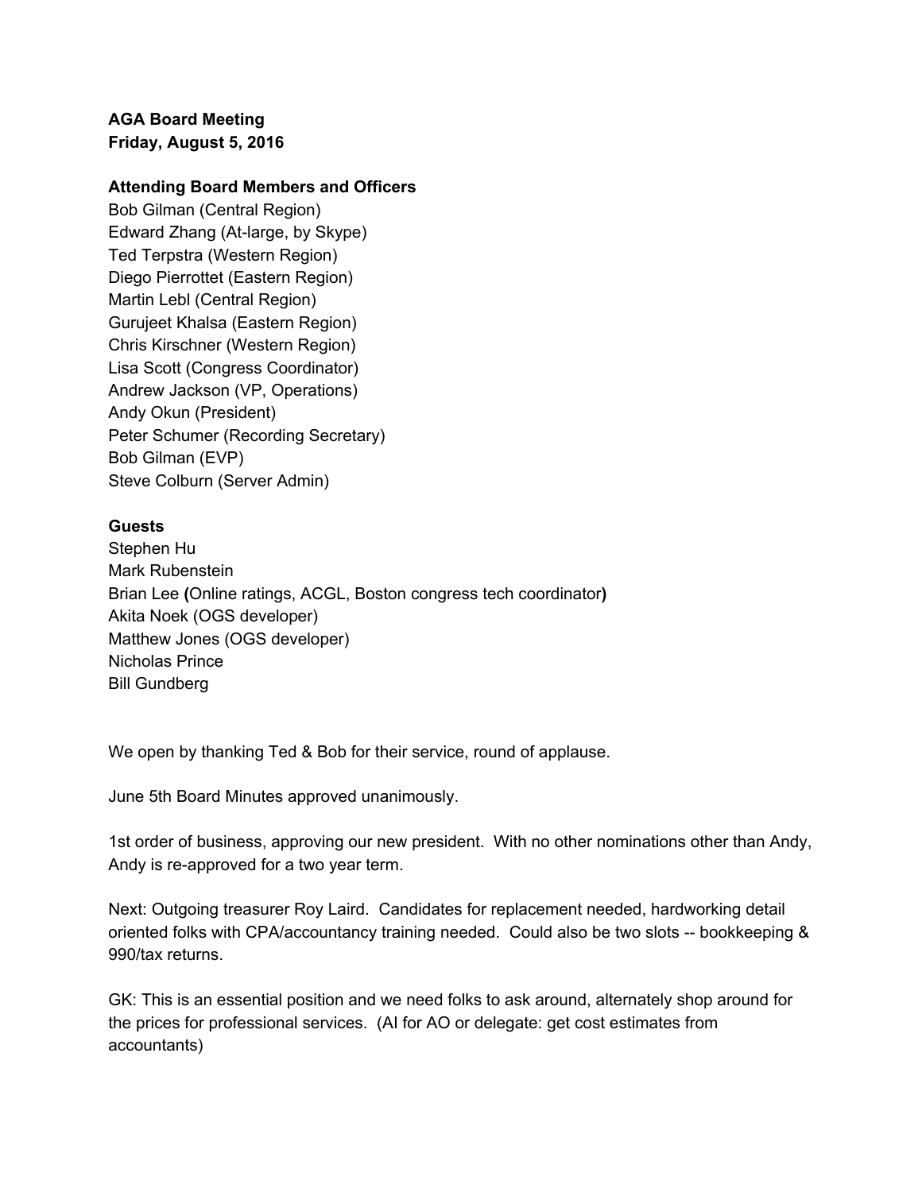**AGA Board Meeting**
**Friday, August 5, 2016**

**Attending Board Members and Officers**

Bob Gilman (Central Region)
Edward Zhang (At-large, by Skype)
Ted Terpstra (Western Region)
Diego Pierrottet (Eastern Region)
Martin Lebl (Central Region)
Gurujeet Khalsa (Eastern Region)
Chris Kirschner (Western Region)
Lisa Scott (Congress Coordinator)
Andrew Jackson (VP, Operations)
Andy Okun (President)
Peter Schumer (Recording Secretary)
Bob Gilman (EVP)
Steve Colburn (Server Admin)

**Guests**

Stephen Hu
Mark Rubenstein
Brian Lee **(**Online ratings, ACGL, Boston congress tech coordinator**)**
Akita Noek (OGS developer)
Matthew Jones (OGS developer)
Nicholas Prince
Bill Gundberg

We open by thanking Ted & Bob for their service, round of applause.

June 5th Board Minutes approved unanimously.

1st order of business, approving our new president. With no other nominations other than Andy, Andy is re-approved for a two year term.

Next: Outgoing treasurer Roy Laird. Candidates for replacement needed, hardworking detail oriented folks with CPA/accountancy training needed. Could also be two slots -- bookkeeping & 990/tax returns.

GK: This is an essential position and we need folks to ask around, alternately shop around for the prices for professional services. (AI for AO or delegate: get cost estimates from accountants)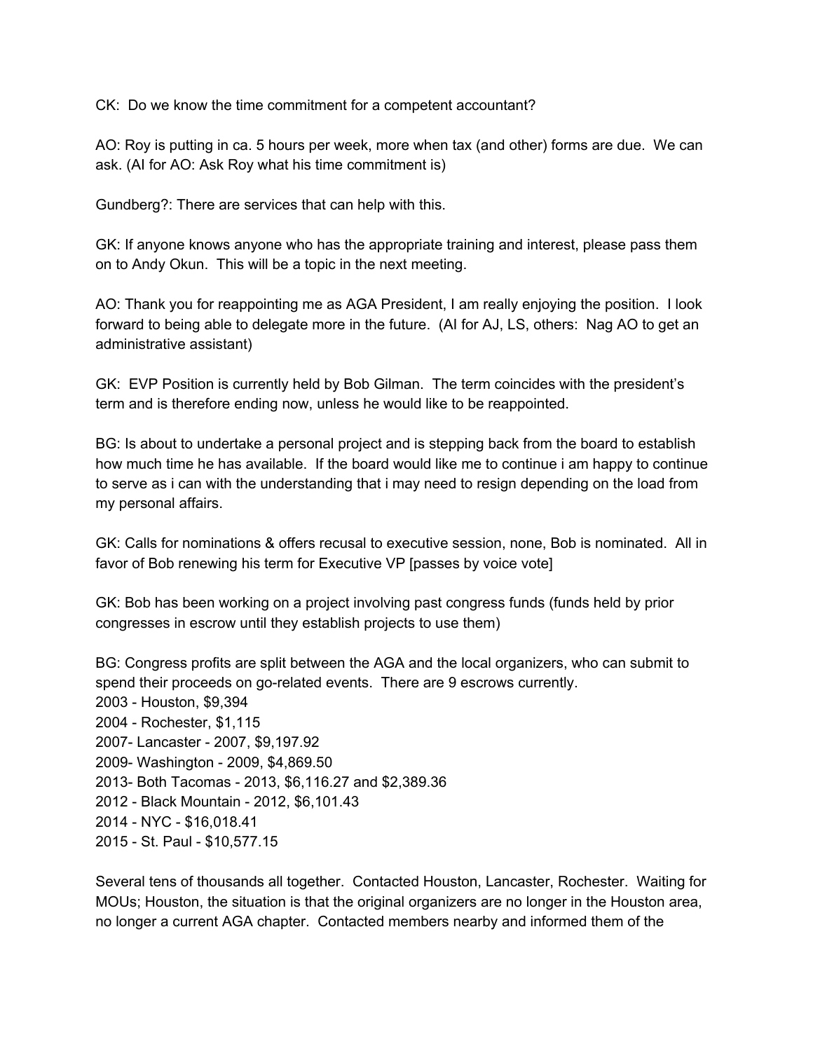CK: Do we know the time commitment for a competent accountant?

AO: Roy is putting in ca. 5 hours per week, more when tax (and other) forms are due. We can ask. (AI for AO: Ask Roy what his time commitment is)

Gundberg?: There are services that can help with this.

GK: If anyone knows anyone who has the appropriate training and interest, please pass them on to Andy Okun. This will be a topic in the next meeting.

AO: Thank you for reappointing me as AGA President, I am really enjoying the position. I look forward to being able to delegate more in the future. (AI for AJ, LS, others: Nag AO to get an administrative assistant)

GK: EVP Position is currently held by Bob Gilman. The term coincides with the president's term and is therefore ending now, unless he would like to be reappointed.

BG: Is about to undertake a personal project and is stepping back from the board to establish how much time he has available. If the board would like me to continue i am happy to continue to serve as i can with the understanding that i may need to resign depending on the load from my personal affairs.

GK: Calls for nominations & offers recusal to executive session, none, Bob is nominated. All in favor of Bob renewing his term for Executive VP [passes by voice vote]

GK: Bob has been working on a project involving past congress funds (funds held by prior congresses in escrow until they establish projects to use them)

BG: Congress profits are split between the AGA and the local organizers, who can submit to spend their proceeds on go-related events. There are 9 escrows currently.
2003 - Houston, $9,394
2004 - Rochester, $1,115
2007- Lancaster - 2007, $9,197.92
2009- Washington - 2009, $4,869.50
2013- Both Tacomas - 2013, $6,116.27 and $2,389.36
2012 - Black Mountain - 2012, $6,101.43
2014 - NYC - $16,018.41
2015 - St. Paul - $10,577.15

Several tens of thousands all together. Contacted Houston, Lancaster, Rochester. Waiting for MOUs; Houston, the situation is that the original organizers are no longer in the Houston area, no longer a current AGA chapter. Contacted members nearby and informed them of the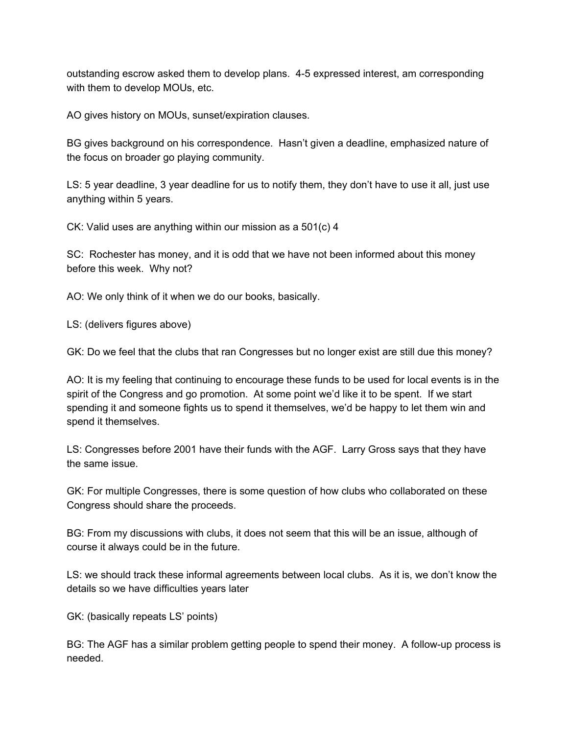outstanding escrow asked them to develop plans. 4-5 expressed interest, am corresponding with them to develop MOUs, etc.

AO gives history on MOUs, sunset/expiration clauses.

BG gives background on his correspondence. Hasn't given a deadline, emphasized nature of the focus on broader go playing community.

LS: 5 year deadline, 3 year deadline for us to notify them, they don't have to use it all, just use anything within 5 years.

CK: Valid uses are anything within our mission as a 501(c) 4

SC: Rochester has money, and it is odd that we have not been informed about this money before this week. Why not?

AO: We only think of it when we do our books, basically.

LS: (delivers figures above)

GK: Do we feel that the clubs that ran Congresses but no longer exist are still due this money?

AO: It is my feeling that continuing to encourage these funds to be used for local events is in the spirit of the Congress and go promotion. At some point we'd like it to be spent. If we start spending it and someone fights us to spend it themselves, we'd be happy to let them win and spend it themselves.

LS: Congresses before 2001 have their funds with the AGF. Larry Gross says that they have the same issue.

GK: For multiple Congresses, there is some question of how clubs who collaborated on these Congress should share the proceeds.

BG: From my discussions with clubs, it does not seem that this will be an issue, although of course it always could be in the future.

LS: we should track these informal agreements between local clubs. As it is, we don't know the details so we have difficulties years later

GK: (basically repeats LS' points)

BG: The AGF has a similar problem getting people to spend their money. A follow-up process is needed.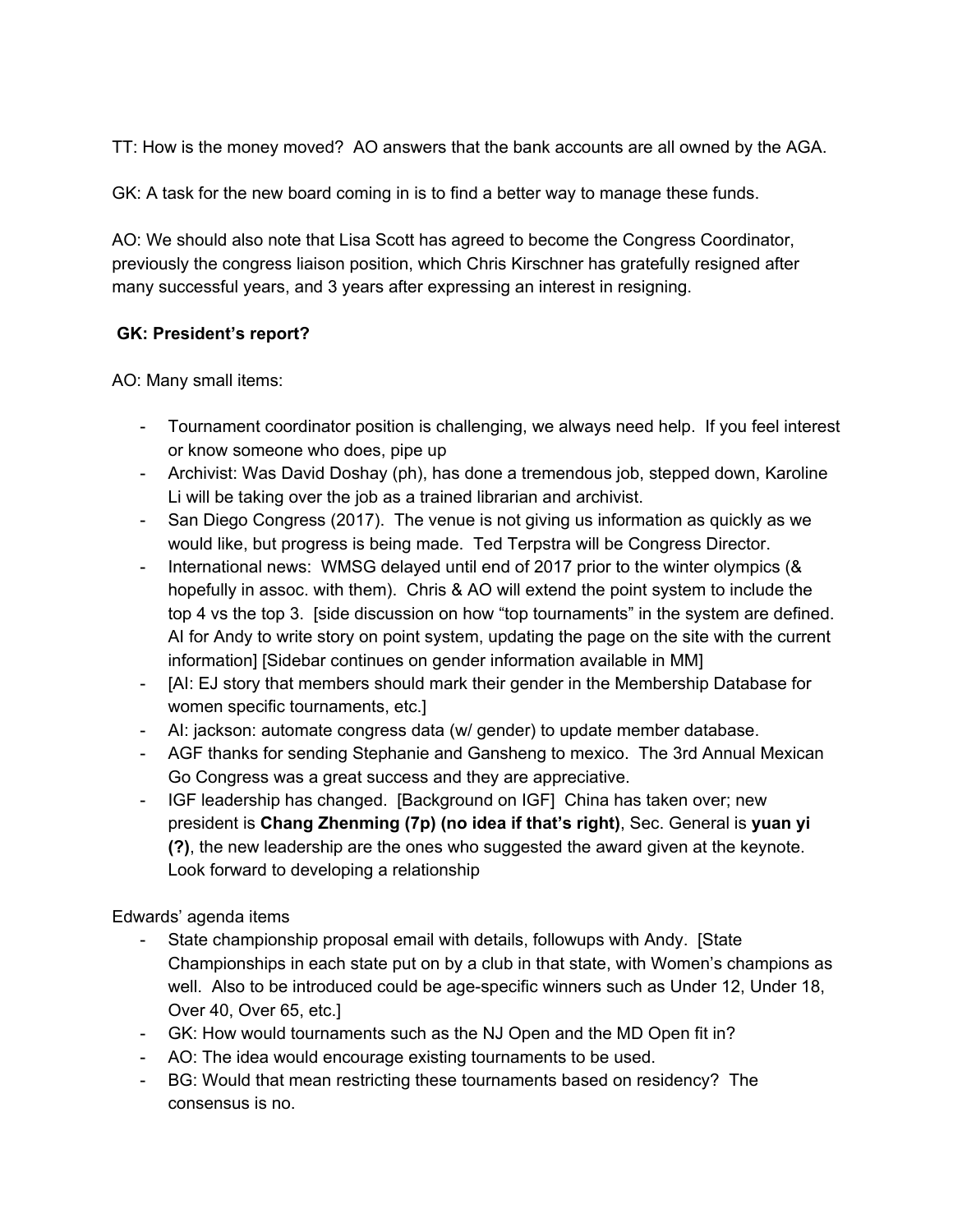TT: How is the money moved? AO answers that the bank accounts are all owned by the AGA.

GK: A task for the new board coming in is to find a better way to manage these funds.

AO: We should also note that Lisa Scott has agreed to become the Congress Coordinator, previously the congress liaison position, which Chris Kirschner has gratefully resigned after many successful years, and 3 years after expressing an interest in resigning.

**GK: President's report?**

AO: Many small items:

- Tournament coordinator position is challenging, we always need help. If you feel interest or know someone who does, pipe up
- Archivist: Was David Doshay (ph), has done a tremendous job, stepped down, Karoline Li will be taking over the job as a trained librarian and archivist.
- San Diego Congress (2017). The venue is not giving us information as quickly as we would like, but progress is being made. Ted Terpstra will be Congress Director.
- International news: WMSG delayed until end of 2017 prior to the winter olympics (& hopefully in assoc. with them). Chris & AO will extend the point system to include the top 4 vs the top 3. [side discussion on how "top tournaments" in the system are defined. AI for Andy to write story on point system, updating the page on the site with the current information] [Sidebar continues on gender information available in MM]
- [AI: EJ story that members should mark their gender in the Membership Database for women specific tournaments, etc.]
- AI: jackson: automate congress data (w/ gender) to update member database.
- AGF thanks for sending Stephanie and Gansheng to mexico. The 3rd Annual Mexican Go Congress was a great success and they are appreciative.
- IGF leadership has changed. [Background on IGF] China has taken over; new president is **Chang Zhenming (7p) (no idea if that's right)**, Sec. General is **yuan yi (?)**, the new leadership are the ones who suggested the award given at the keynote. Look forward to developing a relationship

Edwards' agenda items

- State championship proposal email with details, followups with Andy. [State Championships in each state put on by a club in that state, with Women's champions as well. Also to be introduced could be age-specific winners such as Under 12, Under 18, Over 40, Over 65, etc.]
- GK: How would tournaments such as the NJ Open and the MD Open fit in?
- AO: The idea would encourage existing tournaments to be used.
- BG: Would that mean restricting these tournaments based on residency? The consensus is no.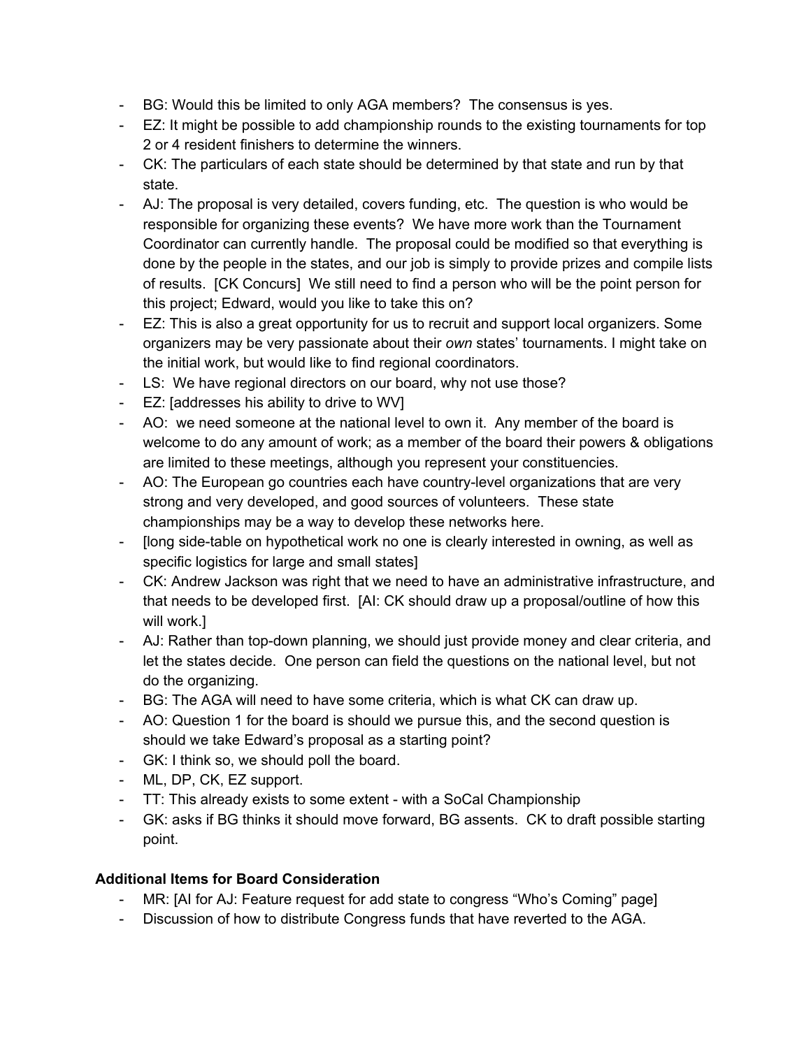- BG: Would this be limited to only AGA members? The consensus is yes.
- EZ: It might be possible to add championship rounds to the existing tournaments for top 2 or 4 resident finishers to determine the winners.
- CK: The particulars of each state should be determined by that state and run by that state.
- AJ: The proposal is very detailed, covers funding, etc. The question is who would be responsible for organizing these events? We have more work than the Tournament Coordinator can currently handle. The proposal could be modified so that everything is done by the people in the states, and our job is simply to provide prizes and compile lists of results. [CK Concurs] We still need to find a person who will be the point person for this project; Edward, would you like to take this on?
- EZ: This is also a great opportunity for us to recruit and support local organizers. Some organizers may be very passionate about their *own* states' tournaments. I might take on the initial work, but would like to find regional coordinators.
- LS: We have regional directors on our board, why not use those?
- EZ: [addresses his ability to drive to WV]
- AO: we need someone at the national level to own it. Any member of the board is welcome to do any amount of work; as a member of the board their powers & obligations are limited to these meetings, although you represent your constituencies.
- AO: The European go countries each have country-level organizations that are very strong and very developed, and good sources of volunteers. These state championships may be a way to develop these networks here.
- [long side-table on hypothetical work no one is clearly interested in owning, as well as specific logistics for large and small states]
- CK: Andrew Jackson was right that we need to have an administrative infrastructure, and that needs to be developed first. [AI: CK should draw up a proposal/outline of how this will work.]
- AJ: Rather than top-down planning, we should just provide money and clear criteria, and let the states decide. One person can field the questions on the national level, but not do the organizing.
- BG: The AGA will need to have some criteria, which is what CK can draw up.
- AO: Question 1 for the board is should we pursue this, and the second question is should we take Edward's proposal as a starting point?
- GK: I think so, we should poll the board.
- ML, DP, CK, EZ support.
- TT: This already exists to some extent - with a SoCal Championship
- GK: asks if BG thinks it should move forward, BG assents. CK to draft possible starting point.

**Additional Items for Board Consideration**

- MR: [AI for AJ: Feature request for add state to congress "Who's Coming" page]
- Discussion of how to distribute Congress funds that have reverted to the AGA.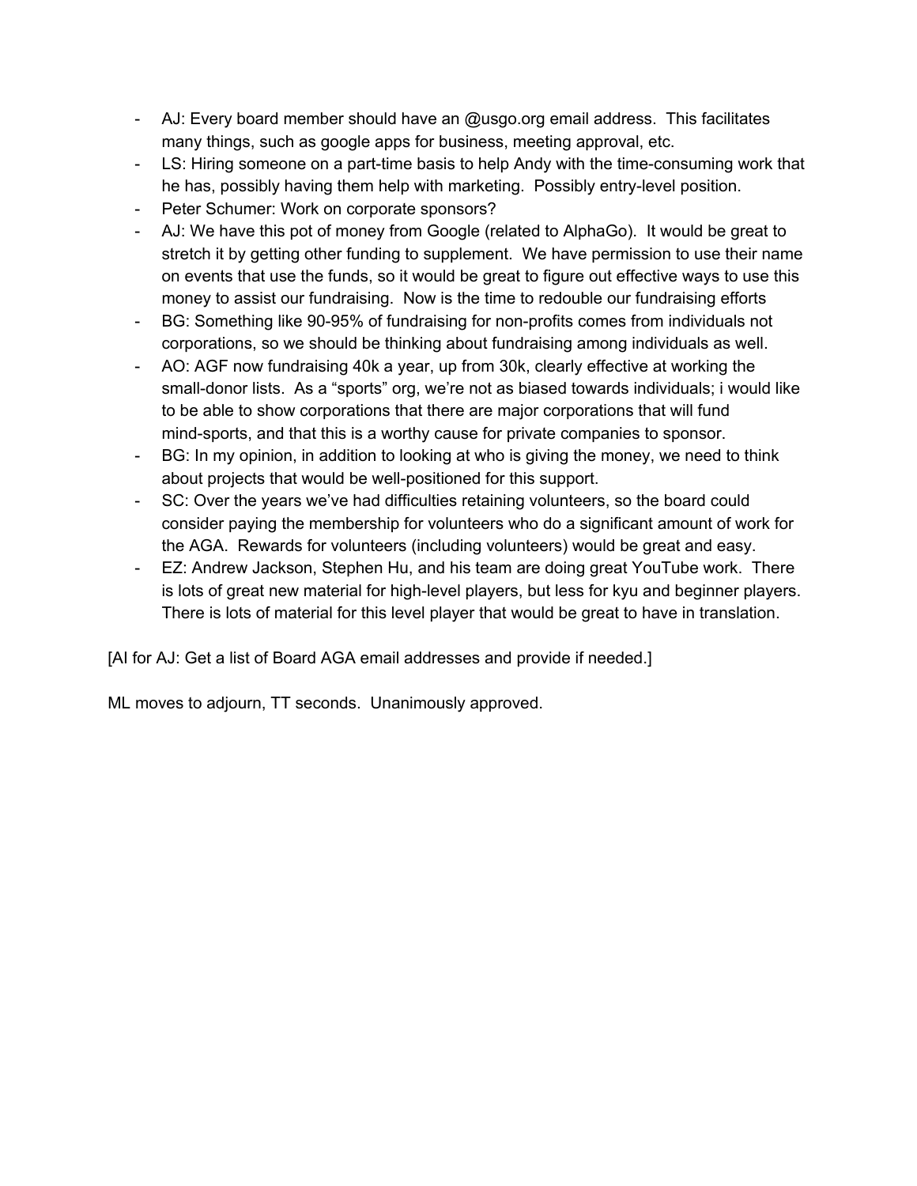- AJ: Every board member should have an @usgo.org email address. This facilitates many things, such as google apps for business, meeting approval, etc.
- LS: Hiring someone on a part-time basis to help Andy with the time-consuming work that he has, possibly having them help with marketing. Possibly entry-level position.
- Peter Schumer: Work on corporate sponsors?
- AJ: We have this pot of money from Google (related to AlphaGo). It would be great to stretch it by getting other funding to supplement. We have permission to use their name on events that use the funds, so it would be great to figure out effective ways to use this money to assist our fundraising. Now is the time to redouble our fundraising efforts
- BG: Something like 90-95% of fundraising for non-profits comes from individuals not corporations, so we should be thinking about fundraising among individuals as well.
- AO: AGF now fundraising 40k a year, up from 30k, clearly effective at working the small-donor lists. As a "sports" org, we're not as biased towards individuals; i would like to be able to show corporations that there are major corporations that will fund mind-sports, and that this is a worthy cause for private companies to sponsor.
- BG: In my opinion, in addition to looking at who is giving the money, we need to think about projects that would be well-positioned for this support.
- SC: Over the years we've had difficulties retaining volunteers, so the board could consider paying the membership for volunteers who do a significant amount of work for the AGA. Rewards for volunteers (including volunteers) would be great and easy.
- EZ: Andrew Jackson, Stephen Hu, and his team are doing great YouTube work. There is lots of great new material for high-level players, but less for kyu and beginner players. There is lots of material for this level player that would be great to have in translation.

[AI for AJ: Get a list of Board AGA email addresses and provide if needed.]

ML moves to adjourn, TT seconds. Unanimously approved.